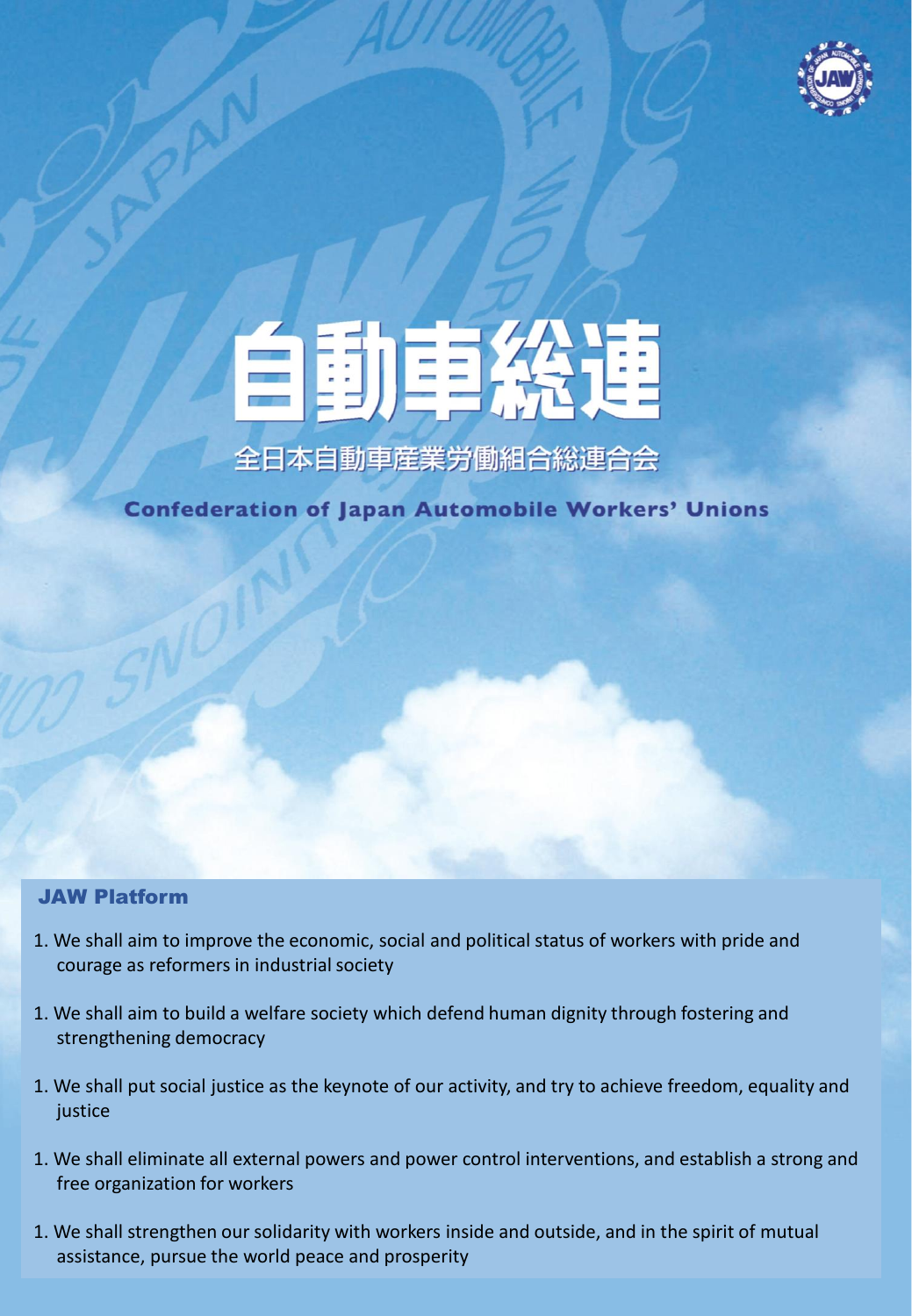# 自動車総連

## 全日本自動車産業労働組合総連合会

## Confederation of Japan Automobile Workers' Unions

### JAW Platform

1. We shall aim to improve the economic, social and political status of workers with pride and courage as reformers in industrial society

1. We shall aim to build a welfare society which defend human dignity through fostering and strengthening democracy

1. We shall put social justice as the keynote of our activity, and try to achieve freedom, equality and justice

1. We shall eliminate all external powers and power control interventions, and establish a strong and free organization for workers

1. We shall strengthen our solidarity with workers inside and outside, and in the spirit of mutual assistance, pursue the world peace and prosperity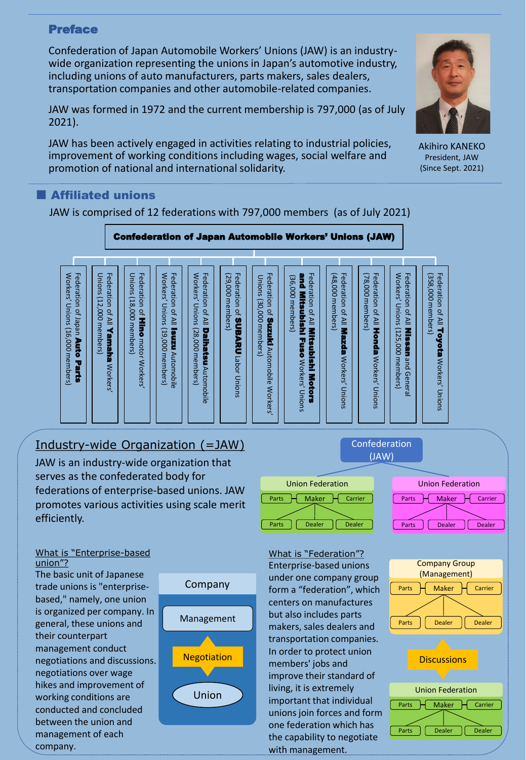## Preface

Confederation of Japan Automobile Workers' Unions (JAW) is an industry-wide organization representing the unions in Japan's automotive industry, including unions of auto manufacturers, parts makers, sales dealers, transportation companies and other automobile-related companies.

JAW was formed in 1972 and the current membership is 797,000 (as of July 2021).

JAW has been actively engaged in activities relating to industrial policies, improvement of working conditions including wages, social welfare and promotion of national and international solidarity.

Akihiro KANEKO
President, JAW
(Since Sept. 2021)

## Affiliated unions

JAW is comprised of 12 federations with 797,000 members (as of July 2021)

**Confederation of Japan Automobile Workers' Unions (JAW)**

- Federation of All **Toyota** Workers' Unions (358,000 members)
- Federation of All **Nissan** and General Workers' Unions (125,000 members)
- Federation of All **Honda** Workers' Unions (78,000 members)
- Federation of All **Mazda** Workers' Unions (48,000 members)
- Federation of All **Mitsubishi Motors and Mitsubishi Fuso** Workers' Unions (36,000 members)
- Federation of **Suzuki** Automobile Workers' Unions (30,000 members)
- Federation of **SUBARU** Labor Unions (29,000 members)
- Federation of All **Daihatsu** Automobile Workers' Unions (28,000 members)
- Federation of All **Isuzu** Automobile Workers' Unions (19,000 members)
- Federation of **Hino** motor Workers' Unions (18,000 members)
- Federation of All **Yamaha** Workers' Unions (12,000 members)
- Federation of Japan **Auto Parts** Workers' Unions (16,000 members)

## Industry-wide Organization (=JAW)

JAW is an industry-wide organization that serves as the confederated body for federations of enterprise-based unions. JAW promotes various activities using scale merit efficiently.

Confederation (JAW)
- Union Federation: Parts – Maker – Carrier; Parts, Dealer, Dealer
- Union Federation: Parts – Maker – Carrier; Parts, Dealer, Dealer

### What is "Enterprise-based union"?

The basic unit of Japanese trade unions is "enterprise-based," namely, one union is organized per company. In general, these unions and their counterpart management conduct negotiations and discussions. negotiations over wage hikes and improvement of working conditions are conducted and concluded between the union and management of each company.

Company: Management – Negotiation – Union

### What is "Federation"?

Enterprise-based unions under one company group form a "federation", which centers on manufactures but also includes parts makers, sales dealers and transportation companies. In order to protect union members' jobs and improve their standard of living, it is extremely important that individual unions join forces and form one federation which has the capability to negotiate with management.

Company Group (Management): Parts – Maker – Carrier; Parts, Dealer, Dealer

Discussions

Union Federation: Parts – Maker – Carrier; Parts, Dealer, Dealer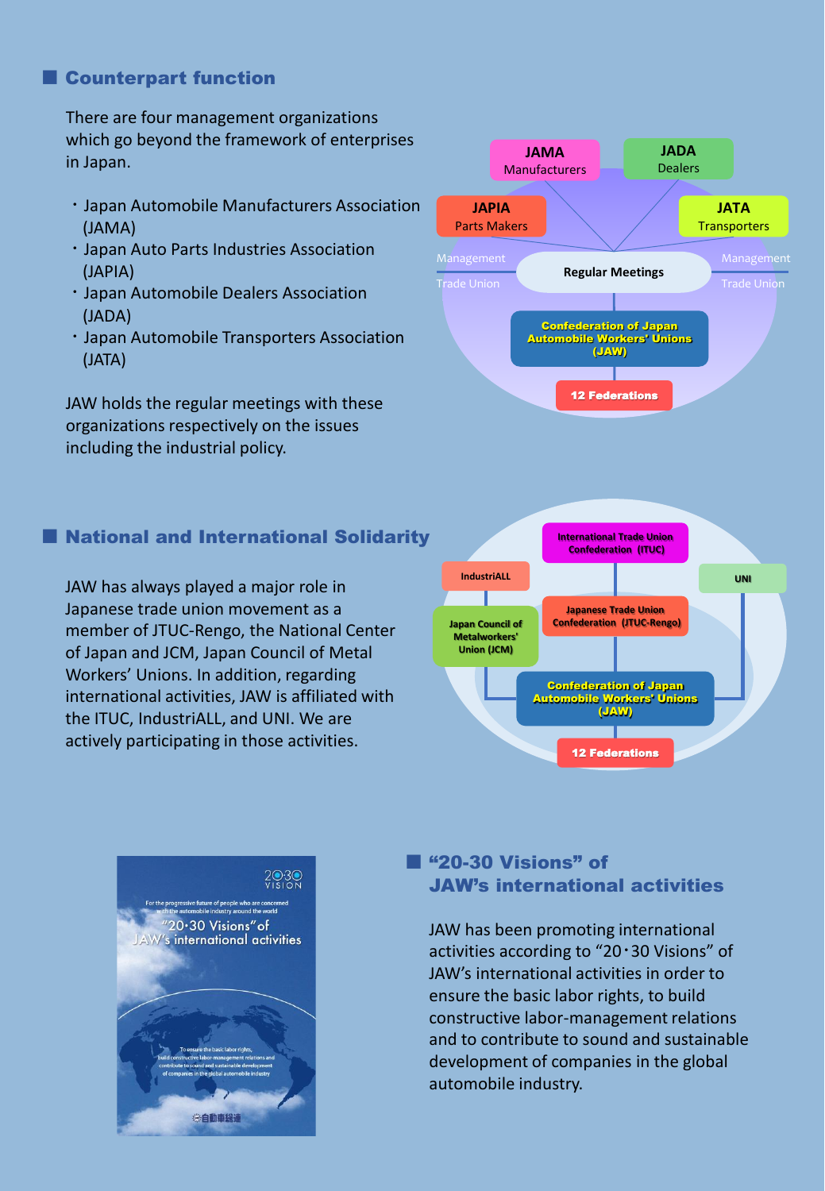## Counterpart function

There are four management organizations which go beyond the framework of enterprises in Japan.

- Japan Automobile Manufacturers Association (JAMA)
- Japan Auto Parts Industries Association (JAPIA)
- Japan Automobile Dealers Association (JADA)
- Japan Automobile Transporters Association (JATA)

JAW holds the regular meetings with these organizations respectively on the issues including the industrial policy.

JAMA Manufacturers
JADA Dealers
JAPIA Parts Makers
JATA Transporters
Management
Trade Union
Regular Meetings
Confederation of Japan Automobile Workers' Unions (JAW)
12 Federations

## National and International Solidarity

JAW has always played a major role in Japanese trade union movement as a member of JTUC-Rengo, the National Center of Japan and JCM, Japan Council of Metal Workers' Unions. In addition, regarding international activities, JAW is affiliated with the ITUC, IndustriALL, and UNI. We are actively participating in those activities.

International Trade Union Confederation (ITUC)
IndustriALL
UNI
Japan Council of Metalworkers' Union (JCM)
Japanese Trade Union Confederation (JTUC-Rengo)
Confederation of Japan Automobile Workers' Unions (JAW)
12 Federations

20·30 VISION
For the progressive future of people who are concerned with the automobile industry around the world
"20·30 Visions" of JAW's international activities
To ensure the basic labor rights, build constructive labor-management relations and contribute to sound and sustainable development of companies in the global automobile industry
自動車総連

## "20-30 Visions" of JAW's international activities

JAW has been promoting international activities according to "20・30 Visions" of JAW's international activities in order to ensure the basic labor rights, to build constructive labor-management relations and to contribute to sound and sustainable development of companies in the global automobile industry.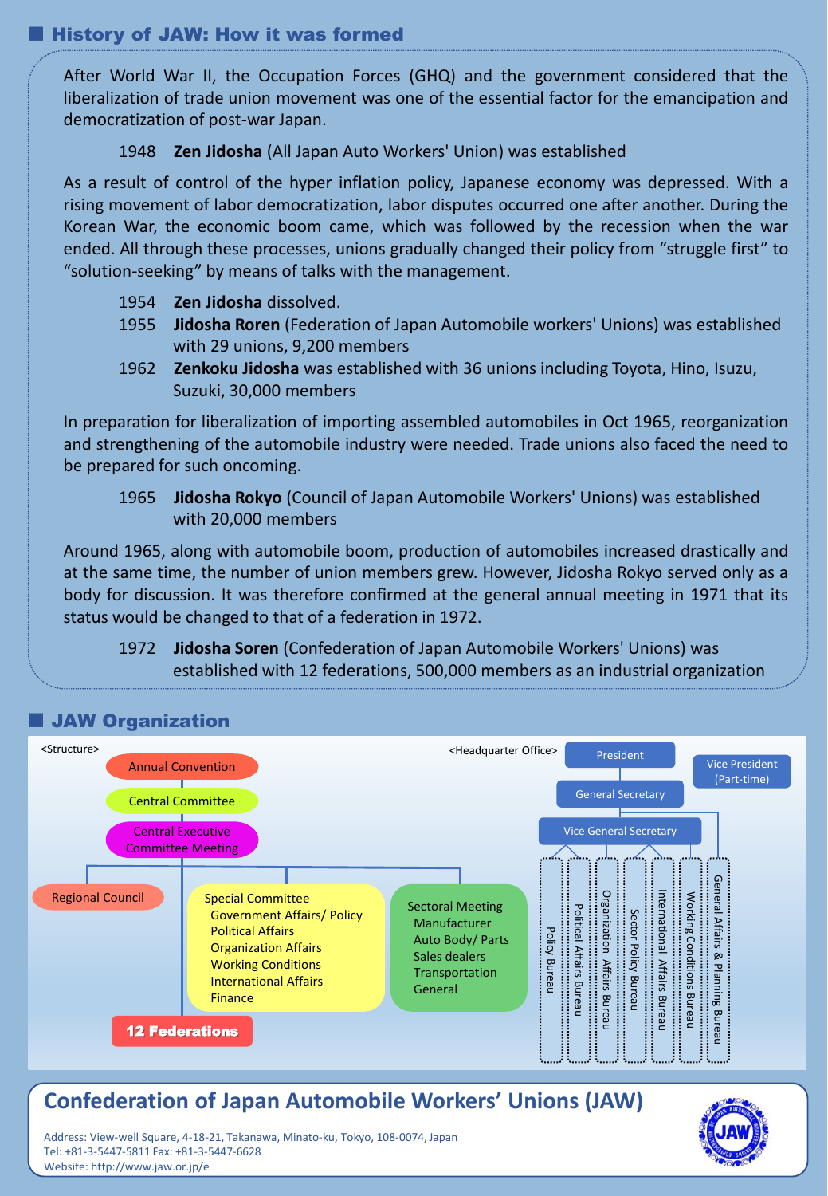## History of JAW: How it was formed

After World War II, the Occupation Forces (GHQ) and the government considered that the liberalization of trade union movement was one of the essential factor for the emancipation and democratization of post-war Japan.

1948 **Zen Jidosha** (All Japan Auto Workers' Union) was established

As a result of control of the hyper inflation policy, Japanese economy was depressed. With a rising movement of labor democratization, labor disputes occurred one after another. During the Korean War, the economic boom came, which was followed by the recession when the war ended. All through these processes, unions gradually changed their policy from "struggle first" to "solution-seeking" by means of talks with the management.

1954 **Zen Jidosha** dissolved.

1955 **Jidosha Roren** (Federation of Japan Automobile workers' Unions) was established with 29 unions, 9,200 members

1962 **Zenkoku Jidosha** was established with 36 unions including Toyota, Hino, Isuzu, Suzuki, 30,000 members

In preparation for liberalization of importing assembled automobiles in Oct 1965, reorganization and strengthening of the automobile industry were needed. Trade unions also faced the need to be prepared for such oncoming.

1965 **Jidosha Rokyo** (Council of Japan Automobile Workers' Unions) was established with 20,000 members

Around 1965, along with automobile boom, production of automobiles increased drastically and at the same time, the number of union members grew. However, Jidosha Rokyo served only as a body for discussion. It was therefore confirmed at the general annual meeting in 1971 that its status would be changed to that of a federation in 1972.

1972 **Jidosha Soren** (Confederation of Japan Automobile Workers' Unions) was established with 12 federations, 500,000 members as an industrial organization

## JAW Organization

<Structure>

Annual Convention

Central Committee

Central Executive Committee Meeting

Regional Council

Special Committee
- Government Affairs/ Policy
- Political Affairs
- Organization Affairs
- Working Conditions
- International Affairs
- Finance

Sectoral Meeting
- Manufacturer
- Auto Body/ Parts
- Sales dealers
- Transportation
- General

12 Federations

<Headquarter Office>

President

Vice President (Part-time)

General Secretary

Vice General Secretary

- Policy Bureau
- Political Affairs Bureau
- Organization Affairs Bureau
- Sector Policy Bureau
- International Affairs Bureau
- Working Conditions Bureau
- General Affairs & Planning Bureau

## Confederation of Japan Automobile Workers' Unions (JAW)

Address: View-well Square, 4-18-21, Takanawa, Minato-ku, Tokyo, 108-0074, Japan
Tel: +81-3-5447-5811 Fax: +81-3-5447-6628
Website: http://www.jaw.or.jp/e